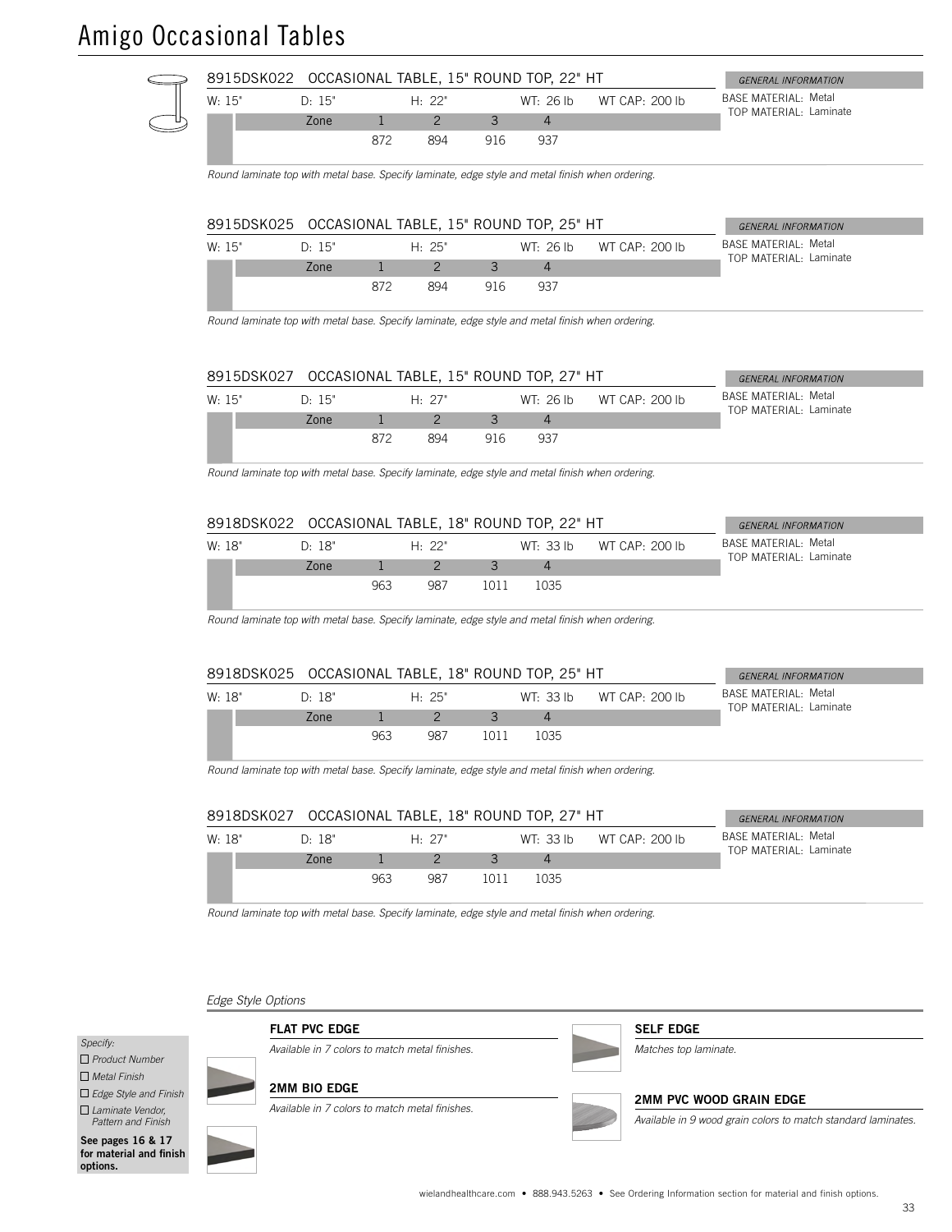# Amigo Occasional Tables

## 8915DSK022 OCCASIONAL TABLE, 15" ROUND TOP, 22" HT

W: 15" D: 15" H: 22" WT: 26 lb WT CAP: 200 lb

| Zone | 1 | 2 | 3 | 4 |
|---|---|---|---|---|
| | 872 | 894 | 916 | 937 |

*GENERAL INFORMATION*
BASE MATERIAL: Metal
TOP MATERIAL: Laminate

*Round laminate top with metal base. Specify laminate, edge style and metal finish when ordering.*

## 8915DSK025 OCCASIONAL TABLE, 15" ROUND TOP, 25" HT

W: 15" D: 15" H: 25" WT: 26 lb WT CAP: 200 lb

| Zone | 1 | 2 | 3 | 4 |
|---|---|---|---|---|
| | 872 | 894 | 916 | 937 |

*GENERAL INFORMATION*
BASE MATERIAL: Metal
TOP MATERIAL: Laminate

*Round laminate top with metal base. Specify laminate, edge style and metal finish when ordering.*

## 8915DSK027 OCCASIONAL TABLE, 15" ROUND TOP, 27" HT

W: 15" D: 15" H: 27" WT: 26 lb WT CAP: 200 lb

| Zone | 1 | 2 | 3 | 4 |
|---|---|---|---|---|
| | 872 | 894 | 916 | 937 |

*GENERAL INFORMATION*
BASE MATERIAL: Metal
TOP MATERIAL: Laminate

*Round laminate top with metal base. Specify laminate, edge style and metal finish when ordering.*

## 8918DSK022 OCCASIONAL TABLE, 18" ROUND TOP, 22" HT

W: 18" D: 18" H: 22" WT: 33 lb WT CAP: 200 lb

| Zone | 1 | 2 | 3 | 4 |
|---|---|---|---|---|
| | 963 | 987 | 1011 | 1035 |

*GENERAL INFORMATION*
BASE MATERIAL: Metal
TOP MATERIAL: Laminate

*Round laminate top with metal base. Specify laminate, edge style and metal finish when ordering.*

## 8918DSK025 OCCASIONAL TABLE, 18" ROUND TOP, 25" HT

W: 18" D: 18" H: 25" WT: 33 lb WT CAP: 200 lb

| Zone | 1 | 2 | 3 | 4 |
|---|---|---|---|---|
| | 963 | 987 | 1011 | 1035 |

*GENERAL INFORMATION*
BASE MATERIAL: Metal
TOP MATERIAL: Laminate

*Round laminate top with metal base. Specify laminate, edge style and metal finish when ordering.*

## 8918DSK027 OCCASIONAL TABLE, 18" ROUND TOP, 27" HT

W: 18" D: 18" H: 27" WT: 33 lb WT CAP: 200 lb

| Zone | 1 | 2 | 3 | 4 |
|---|---|---|---|---|
| | 963 | 987 | 1011 | 1035 |

*GENERAL INFORMATION*
BASE MATERIAL: Metal
TOP MATERIAL: Laminate

*Round laminate top with metal base. Specify laminate, edge style and metal finish when ordering.*

*Edge Style Options*

**FLAT PVC EDGE**
*Available in 7 colors to match metal finishes.*

**2MM BIO EDGE**
*Available in 7 colors to match metal finishes.*

**SELF EDGE**
*Matches top laminate.*

**2MM PVC WOOD GRAIN EDGE**
*Available in 9 wood grain colors to match standard laminates.*

*Specify:*
- ☐ *Product Number*
- ☐ *Metal Finish*
- ☐ *Edge Style and Finish*
- ☐ *Laminate Vendor, Pattern and Finish*

**See pages 16 & 17 for material and finish options.**

wielandhealthcare.com • 888.943.5263 • See Ordering Information section for material and finish options.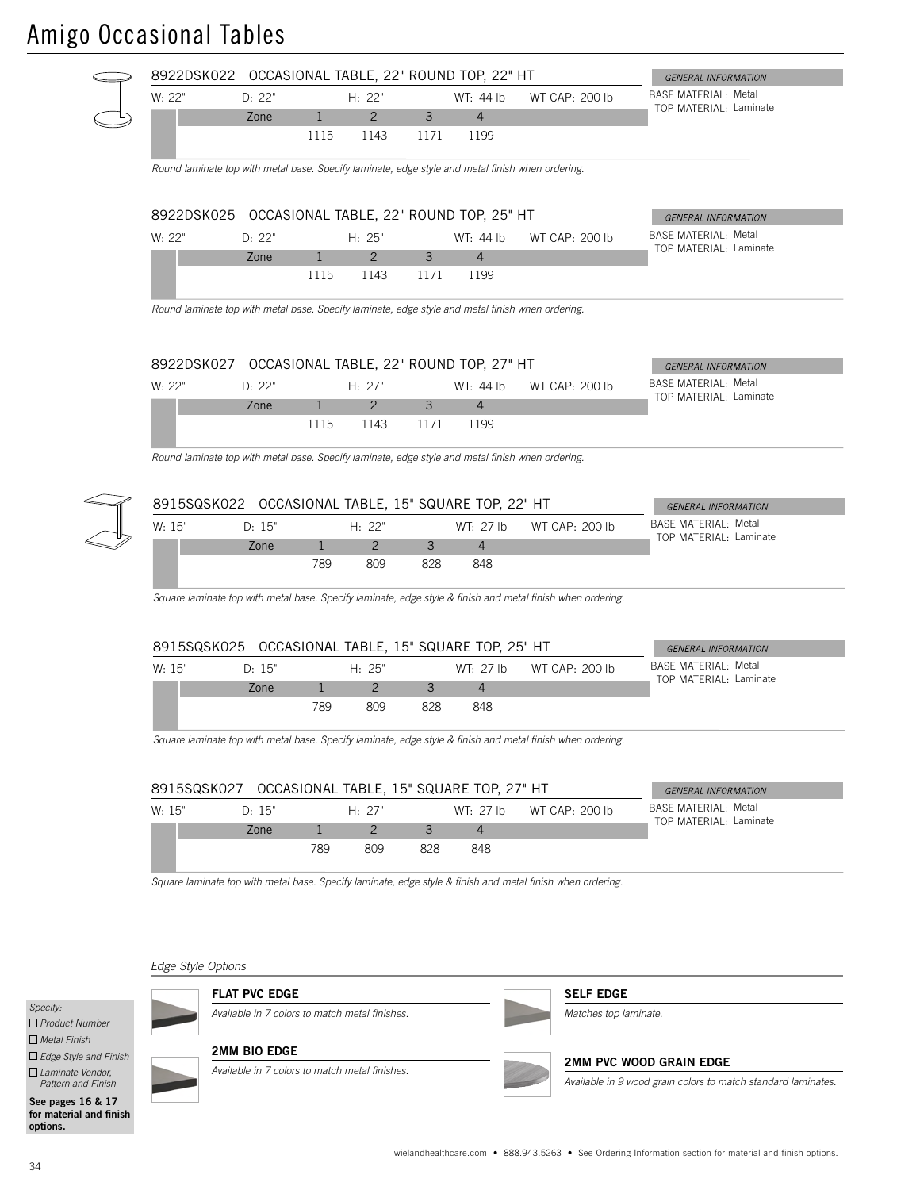# Amigo Occasional Tables

### 8922DSK022 OCCASIONAL TABLE, 22" ROUND TOP, 22" HT

W: 22" D: 22" H: 22" WT: 44 lb WT CAP: 200 lb

| Zone | 1 | 2 | 3 | 4 |
|---|---|---|---|---|
| | 1115 | 1143 | 1171 | 1199 |

*GENERAL INFORMATION*
BASE MATERIAL: Metal
TOP MATERIAL: Laminate

*Round laminate top with metal base. Specify laminate, edge style and metal finish when ordering.*

### 8922DSK025 OCCASIONAL TABLE, 22" ROUND TOP, 25" HT

W: 22" D: 22" H: 25" WT: 44 lb WT CAP: 200 lb

| Zone | 1 | 2 | 3 | 4 |
|---|---|---|---|---|
| | 1115 | 1143 | 1171 | 1199 |

*GENERAL INFORMATION*
BASE MATERIAL: Metal
TOP MATERIAL: Laminate

*Round laminate top with metal base. Specify laminate, edge style and metal finish when ordering.*

### 8922DSK027 OCCASIONAL TABLE, 22" ROUND TOP, 27" HT

W: 22" D: 22" H: 27" WT: 44 lb WT CAP: 200 lb

| Zone | 1 | 2 | 3 | 4 |
|---|---|---|---|---|
| | 1115 | 1143 | 1171 | 1199 |

*GENERAL INFORMATION*
BASE MATERIAL: Metal
TOP MATERIAL: Laminate

*Round laminate top with metal base. Specify laminate, edge style and metal finish when ordering.*

### 8915SQSK022 OCCASIONAL TABLE, 15" SQUARE TOP, 22" HT

W: 15" D: 15" H: 22" WT: 27 lb WT CAP: 200 lb

| Zone | 1 | 2 | 3 | 4 |
|---|---|---|---|---|
| | 789 | 809 | 828 | 848 |

*GENERAL INFORMATION*
BASE MATERIAL: Metal
TOP MATERIAL: Laminate

*Square laminate top with metal base. Specify laminate, edge style & finish and metal finish when ordering.*

### 8915SQSK025 OCCASIONAL TABLE, 15" SQUARE TOP, 25" HT

W: 15" D: 15" H: 25" WT: 27 lb WT CAP: 200 lb

| Zone | 1 | 2 | 3 | 4 |
|---|---|---|---|---|
| | 789 | 809 | 828 | 848 |

*GENERAL INFORMATION*
BASE MATERIAL: Metal
TOP MATERIAL: Laminate

*Square laminate top with metal base. Specify laminate, edge style & finish and metal finish when ordering.*

### 8915SQSK027 OCCASIONAL TABLE, 15" SQUARE TOP, 27" HT

W: 15" D: 15" H: 27" WT: 27 lb WT CAP: 200 lb

| Zone | 1 | 2 | 3 | 4 |
|---|---|---|---|---|
| | 789 | 809 | 828 | 848 |

*GENERAL INFORMATION*
BASE MATERIAL: Metal
TOP MATERIAL: Laminate

*Square laminate top with metal base. Specify laminate, edge style & finish and metal finish when ordering.*

*Edge Style Options*

**FLAT PVC EDGE**
*Available in 7 colors to match metal finishes.*

**2MM BIO EDGE**
*Available in 7 colors to match metal finishes.*

**SELF EDGE**
*Matches top laminate.*

**2MM PVC WOOD GRAIN EDGE**
*Available in 9 wood grain colors to match standard laminates.*

*Specify:*
- ☐ *Product Number*
- ☐ *Metal Finish*
- ☐ *Edge Style and Finish*
- ☐ *Laminate Vendor, Pattern and Finish*

**See pages 16 & 17 for material and finish options.**

wielandhealthcare.com • 888.943.5263 • See Ordering Information section for material and finish options.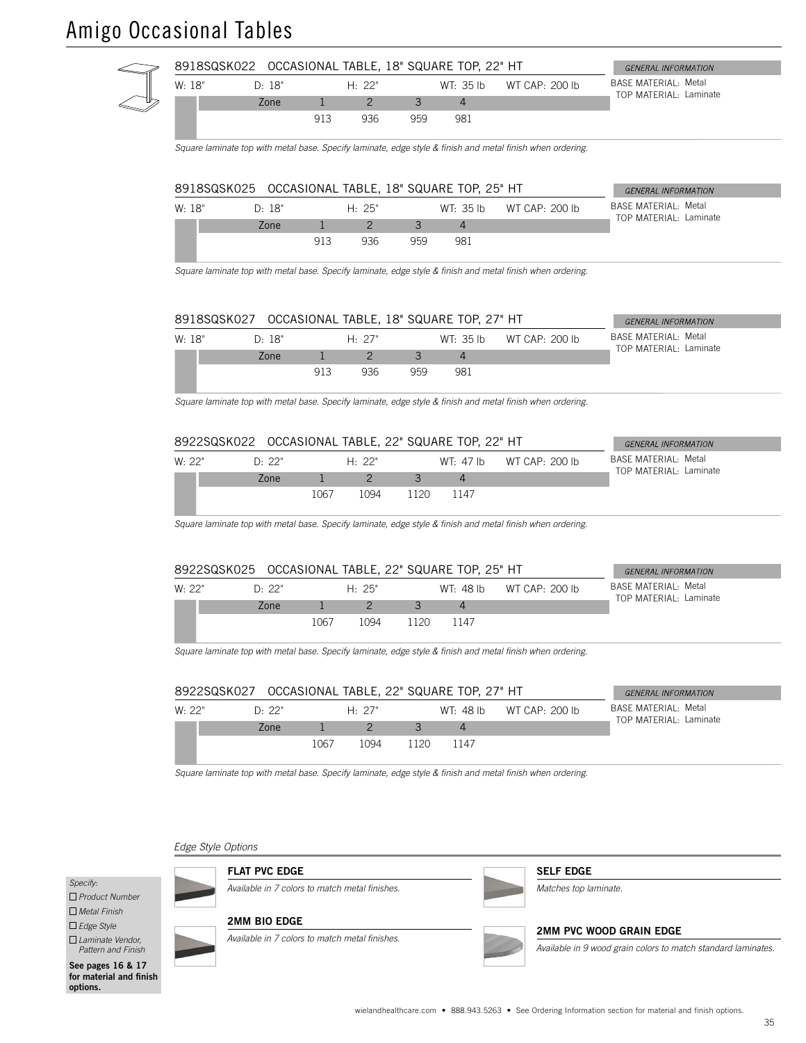# Amigo Occasional Tables

## 8918SQSK022 OCCASIONAL TABLE, 18" SQUARE TOP, 22" HT

W: 18" D: 18" H: 22" WT: 35 lb WT CAP: 200 lb

| Zone | 1 | 2 | 3 | 4 |
|---|---|---|---|---|
| | 913 | 936 | 959 | 981 |

*GENERAL INFORMATION*
BASE MATERIAL: Metal
TOP MATERIAL: Laminate

*Square laminate top with metal base. Specify laminate, edge style & finish and metal finish when ordering.*

## 8918SQSK025 OCCASIONAL TABLE, 18" SQUARE TOP, 25" HT

W: 18" D: 18" H: 25" WT: 35 lb WT CAP: 200 lb

| Zone | 1 | 2 | 3 | 4 |
|---|---|---|---|---|
| | 913 | 936 | 959 | 981 |

*GENERAL INFORMATION*
BASE MATERIAL: Metal
TOP MATERIAL: Laminate

*Square laminate top with metal base. Specify laminate, edge style & finish and metal finish when ordering.*

## 8918SQSK027 OCCASIONAL TABLE, 18" SQUARE TOP, 27" HT

W: 18" D: 18" H: 27" WT: 35 lb WT CAP: 200 lb

| Zone | 1 | 2 | 3 | 4 |
|---|---|---|---|---|
| | 913 | 936 | 959 | 981 |

*GENERAL INFORMATION*
BASE MATERIAL: Metal
TOP MATERIAL: Laminate

*Square laminate top with metal base. Specify laminate, edge style & finish and metal finish when ordering.*

## 8922SQSK022 OCCASIONAL TABLE, 22" SQUARE TOP, 22" HT

W: 22" D: 22" H: 22" WT: 47 lb WT CAP: 200 lb

| Zone | 1 | 2 | 3 | 4 |
|---|---|---|---|---|
| | 1067 | 1094 | 1120 | 1147 |

*GENERAL INFORMATION*
BASE MATERIAL: Metal
TOP MATERIAL: Laminate

*Square laminate top with metal base. Specify laminate, edge style & finish and metal finish when ordering.*

## 8922SQSK025 OCCASIONAL TABLE, 22" SQUARE TOP, 25" HT

W: 22" D: 22" H: 25" WT: 48 lb WT CAP: 200 lb

| Zone | 1 | 2 | 3 | 4 |
|---|---|---|---|---|
| | 1067 | 1094 | 1120 | 1147 |

*GENERAL INFORMATION*
BASE MATERIAL: Metal
TOP MATERIAL: Laminate

*Square laminate top with metal base. Specify laminate, edge style & finish and metal finish when ordering.*

## 8922SQSK027 OCCASIONAL TABLE, 22" SQUARE TOP, 27" HT

W: 22" D: 22" H: 27" WT: 48 lb WT CAP: 200 lb

| Zone | 1 | 2 | 3 | 4 |
|---|---|---|---|---|
| | 1067 | 1094 | 1120 | 1147 |

*GENERAL INFORMATION*
BASE MATERIAL: Metal
TOP MATERIAL: Laminate

*Square laminate top with metal base. Specify laminate, edge style & finish and metal finish when ordering.*

*Specify:*
- ☐ *Product Number*
- ☐ *Metal Finish*
- ☐ *Edge Style*
- ☐ *Laminate Vendor, Pattern and Finish*

**See pages 16 & 17 for material and finish options.**

*Edge Style Options*

**FLAT PVC EDGE**
*Available in 7 colors to match metal finishes.*

**2MM BIO EDGE**
*Available in 7 colors to match metal finishes.*

**SELF EDGE**
*Matches top laminate.*

**2MM PVC WOOD GRAIN EDGE**
*Available in 9 wood grain colors to match standard laminates.*

wielandhealthcare.com • 888.943.5263 • See Ordering Information section for material and finish options.